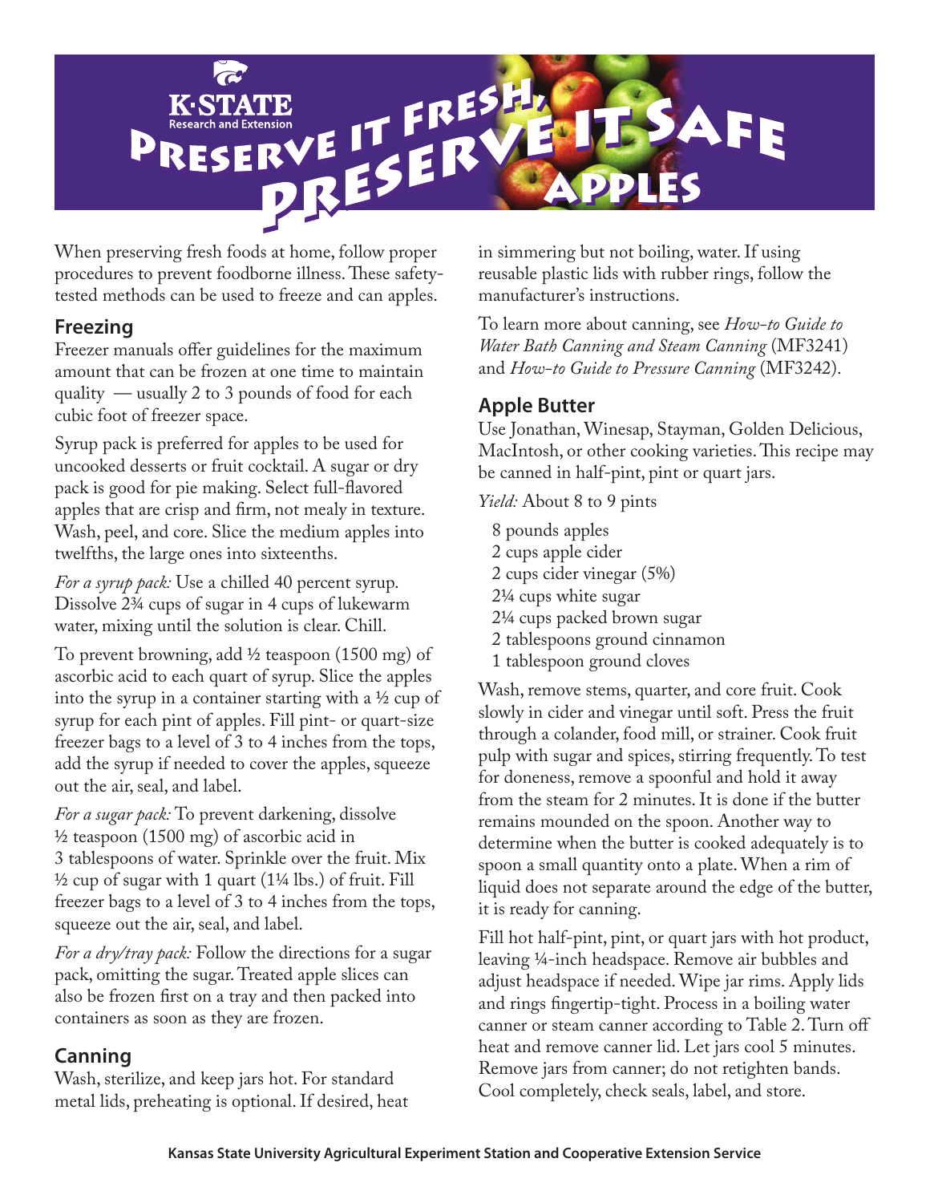# Preserve it Fresh, Preserve it Safe

## Apples

When preserving fresh foods at home, follow proper procedures to prevent foodborne illness. These safety-tested methods can be used to freeze and can apples.

## Freezing

Freezer manuals offer guidelines for the maximum amount that can be frozen at one time to maintain quality — usually 2 to 3 pounds of food for each cubic foot of freezer space.

Syrup pack is preferred for apples to be used for uncooked desserts or fruit cocktail. A sugar or dry pack is good for pie making. Select full-flavored apples that are crisp and firm, not mealy in texture. Wash, peel, and core. Slice the medium apples into twelfths, the large ones into sixteenths.

*For a syrup pack:* Use a chilled 40 percent syrup. Dissolve 2¾ cups of sugar in 4 cups of lukewarm water, mixing until the solution is clear. Chill.

To prevent browning, add ½ teaspoon (1500 mg) of ascorbic acid to each quart of syrup. Slice the apples into the syrup in a container starting with a ½ cup of syrup for each pint of apples. Fill pint- or quart-size freezer bags to a level of 3 to 4 inches from the tops, add the syrup if needed to cover the apples, squeeze out the air, seal, and label.

*For a sugar pack:* To prevent darkening, dissolve ½ teaspoon (1500 mg) of ascorbic acid in 3 tablespoons of water. Sprinkle over the fruit. Mix ½ cup of sugar with 1 quart (1¼ lbs.) of fruit. Fill freezer bags to a level of 3 to 4 inches from the tops, squeeze out the air, seal, and label.

*For a dry/tray pack:* Follow the directions for a sugar pack, omitting the sugar. Treated apple slices can also be frozen first on a tray and then packed into containers as soon as they are frozen.

## Canning

Wash, sterilize, and keep jars hot. For standard metal lids, preheating is optional. If desired, heat in simmering but not boiling, water. If using reusable plastic lids with rubber rings, follow the manufacturer's instructions.

To learn more about canning, see *How-to Guide to Water Bath Canning and Steam Canning* (MF3241) and *How-to Guide to Pressure Canning* (MF3242).

## Apple Butter

Use Jonathan, Winesap, Stayman, Golden Delicious, MacIntosh, or other cooking varieties. This recipe may be canned in half-pint, pint or quart jars.

*Yield:* About 8 to 9 pints

- 8 pounds apples
- 2 cups apple cider
- 2 cups cider vinegar (5%)
- 2¼ cups white sugar
- 2¼ cups packed brown sugar
- 2 tablespoons ground cinnamon
- 1 tablespoon ground cloves

Wash, remove stems, quarter, and core fruit. Cook slowly in cider and vinegar until soft. Press the fruit through a colander, food mill, or strainer. Cook fruit pulp with sugar and spices, stirring frequently. To test for doneness, remove a spoonful and hold it away from the steam for 2 minutes. It is done if the butter remains mounded on the spoon. Another way to determine when the butter is cooked adequately is to spoon a small quantity onto a plate. When a rim of liquid does not separate around the edge of the butter, it is ready for canning.

Fill hot half-pint, pint, or quart jars with hot product, leaving ¼-inch headspace. Remove air bubbles and adjust headspace if needed. Wipe jar rims. Apply lids and rings fingertip-tight. Process in a boiling water canner or steam canner according to Table 2. Turn off heat and remove canner lid. Let jars cool 5 minutes. Remove jars from canner; do not retighten bands. Cool completely, check seals, label, and store.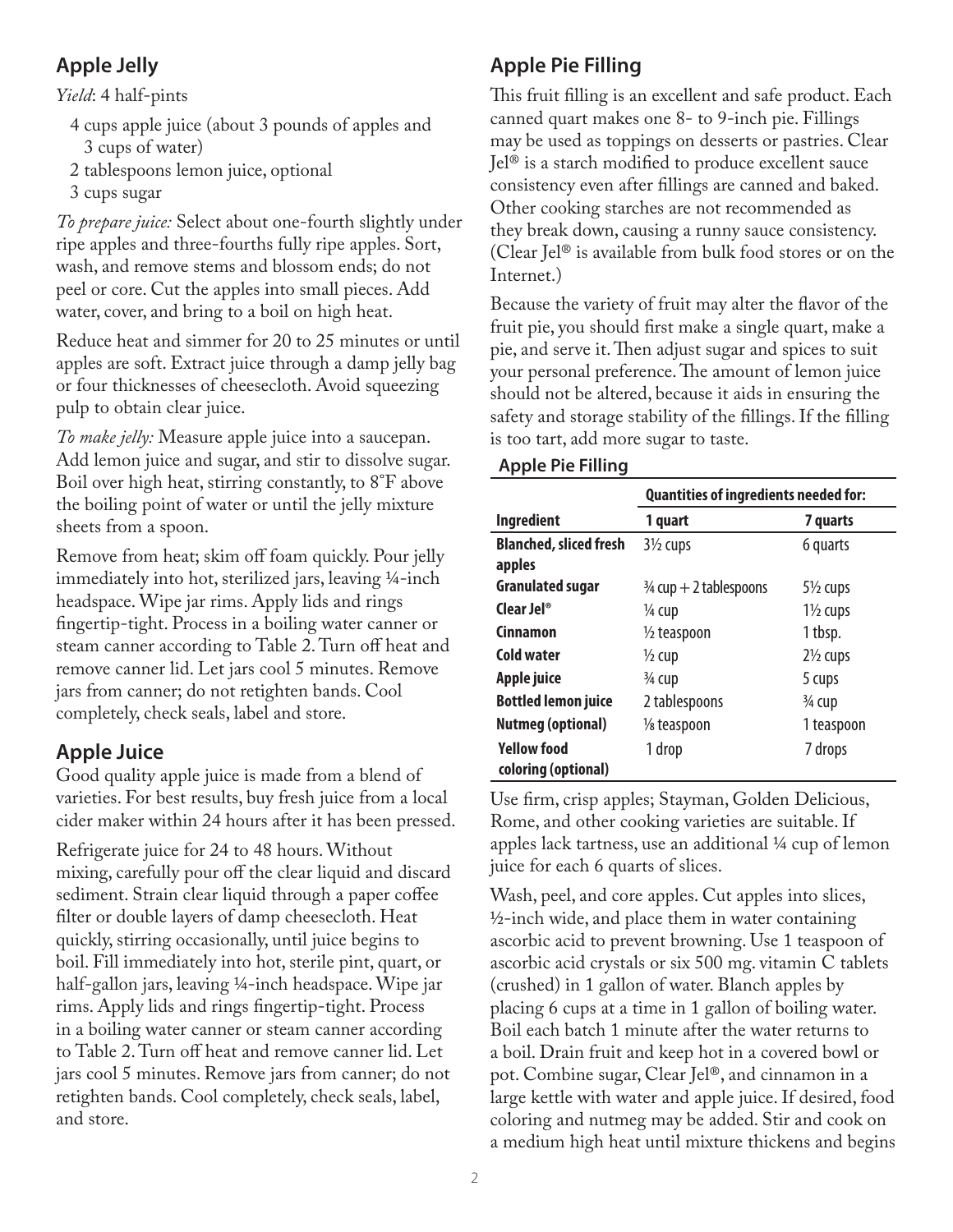## Apple Jelly

*Yield*: 4 half-pints

- 4 cups apple juice (about 3 pounds of apples and 3 cups of water)
- 2 tablespoons lemon juice, optional
- 3 cups sugar

*To prepare juice:* Select about one-fourth slightly under ripe apples and three-fourths fully ripe apples. Sort, wash, and remove stems and blossom ends; do not peel or core. Cut the apples into small pieces. Add water, cover, and bring to a boil on high heat.

Reduce heat and simmer for 20 to 25 minutes or until apples are soft. Extract juice through a damp jelly bag or four thicknesses of cheesecloth. Avoid squeezing pulp to obtain clear juice.

*To make jelly:* Measure apple juice into a saucepan. Add lemon juice and sugar, and stir to dissolve sugar. Boil over high heat, stirring constantly, to 8°F above the boiling point of water or until the jelly mixture sheets from a spoon.

Remove from heat; skim off foam quickly. Pour jelly immediately into hot, sterilized jars, leaving ¼-inch headspace. Wipe jar rims. Apply lids and rings fingertip-tight. Process in a boiling water canner or steam canner according to Table 2. Turn off heat and remove canner lid. Let jars cool 5 minutes. Remove jars from canner; do not retighten bands. Cool completely, check seals, label and store.

## Apple Juice

Good quality apple juice is made from a blend of varieties. For best results, buy fresh juice from a local cider maker within 24 hours after it has been pressed.

Refrigerate juice for 24 to 48 hours. Without mixing, carefully pour off the clear liquid and discard sediment. Strain clear liquid through a paper coffee filter or double layers of damp cheesecloth. Heat quickly, stirring occasionally, until juice begins to boil. Fill immediately into hot, sterile pint, quart, or half-gallon jars, leaving ¼-inch headspace. Wipe jar rims. Apply lids and rings fingertip-tight. Process in a boiling water canner or steam canner according to Table 2. Turn off heat and remove canner lid. Let jars cool 5 minutes. Remove jars from canner; do not retighten bands. Cool completely, check seals, label, and store.

## Apple Pie Filling

This fruit filling is an excellent and safe product. Each canned quart makes one 8- to 9-inch pie. Fillings may be used as toppings on desserts or pastries. Clear Jel® is a starch modified to produce excellent sauce consistency even after fillings are canned and baked. Other cooking starches are not recommended as they break down, causing a runny sauce consistency. (Clear Jel® is available from bulk food stores or on the Internet.)

Because the variety of fruit may alter the flavor of the fruit pie, you should first make a single quart, make a pie, and serve it. Then adjust sugar and spices to suit your personal preference. The amount of lemon juice should not be altered, because it aids in ensuring the safety and storage stability of the fillings. If the filling is too tart, add more sugar to taste.

**Apple Pie Filling**

| | Quantities of ingredients needed for: | |
|---|---|---|
| **Ingredient** | **1 quart** | **7 quarts** |
| **Blanched, sliced fresh apples** | 3½ cups | 6 quarts |
| **Granulated sugar** | ¾ cup + 2 tablespoons | 5½ cups |
| **Clear Jel®** | ¼ cup | 1½ cups |
| **Cinnamon** | ½ teaspoon | 1 tbsp. |
| **Cold water** | ½ cup | 2½ cups |
| **Apple juice** | ¾ cup | 5 cups |
| **Bottled lemon juice** | 2 tablespoons | ¾ cup |
| **Nutmeg (optional)** | ⅛ teaspoon | 1 teaspoon |
| **Yellow food coloring (optional)** | 1 drop | 7 drops |

Use firm, crisp apples; Stayman, Golden Delicious, Rome, and other cooking varieties are suitable. If apples lack tartness, use an additional ¼ cup of lemon juice for each 6 quarts of slices.

Wash, peel, and core apples. Cut apples into slices, ½-inch wide, and place them in water containing ascorbic acid to prevent browning. Use 1 teaspoon of ascorbic acid crystals or six 500 mg. vitamin C tablets (crushed) in 1 gallon of water. Blanch apples by placing 6 cups at a time in 1 gallon of boiling water. Boil each batch 1 minute after the water returns to a boil. Drain fruit and keep hot in a covered bowl or pot. Combine sugar, Clear Jel®, and cinnamon in a large kettle with water and apple juice. If desired, food coloring and nutmeg may be added. Stir and cook on a medium high heat until mixture thickens and begins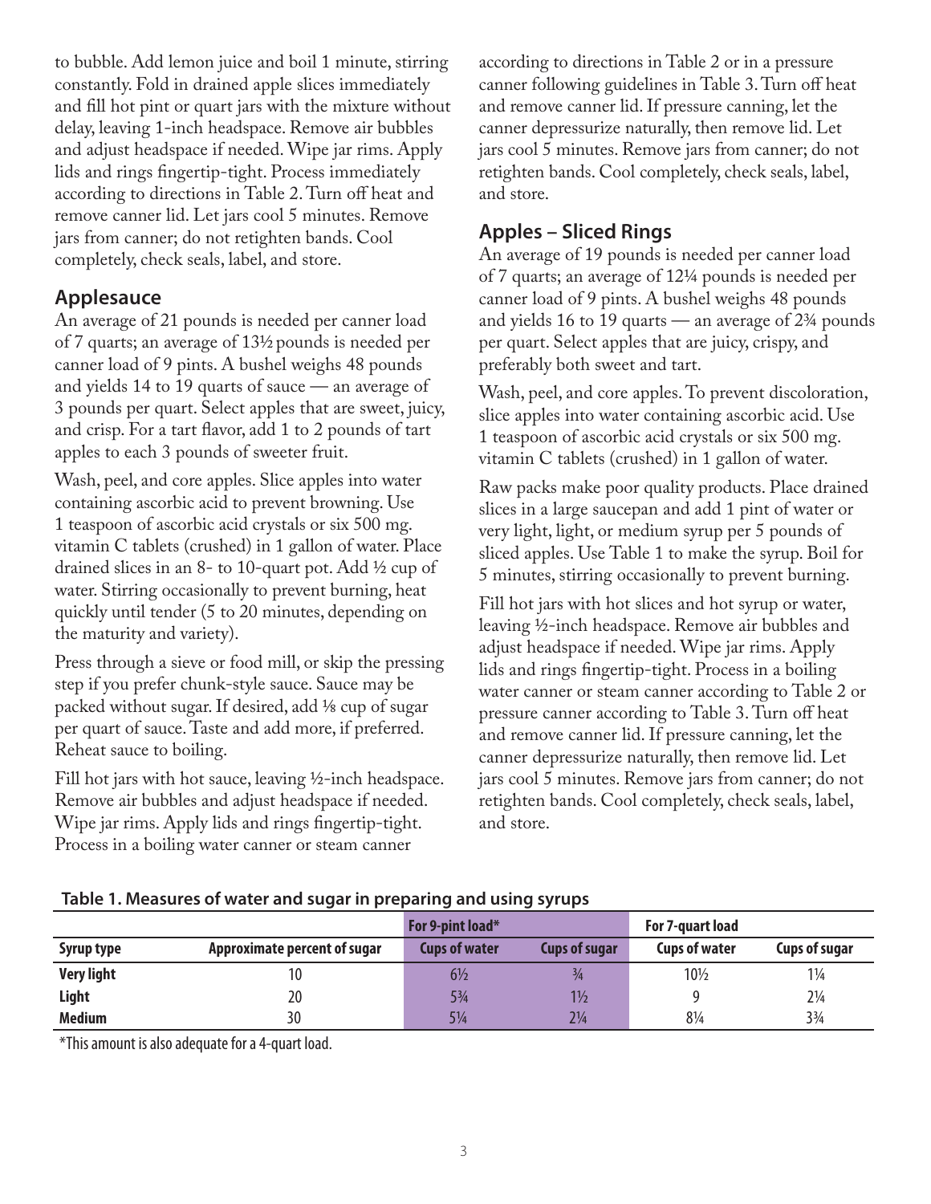to bubble. Add lemon juice and boil 1 minute, stirring constantly. Fold in drained apple slices immediately and fill hot pint or quart jars with the mixture without delay, leaving 1-inch headspace. Remove air bubbles and adjust headspace if needed. Wipe jar rims. Apply lids and rings fingertip-tight. Process immediately according to directions in Table 2. Turn off heat and remove canner lid. Let jars cool 5 minutes. Remove jars from canner; do not retighten bands. Cool completely, check seals, label, and store.

## Applesauce

An average of 21 pounds is needed per canner load of 7 quarts; an average of 13½ pounds is needed per canner load of 9 pints. A bushel weighs 48 pounds and yields 14 to 19 quarts of sauce — an average of 3 pounds per quart. Select apples that are sweet, juicy, and crisp. For a tart flavor, add 1 to 2 pounds of tart apples to each 3 pounds of sweeter fruit.

Wash, peel, and core apples. Slice apples into water containing ascorbic acid to prevent browning. Use 1 teaspoon of ascorbic acid crystals or six 500 mg. vitamin C tablets (crushed) in 1 gallon of water. Place drained slices in an 8- to 10-quart pot. Add ½ cup of water. Stirring occasionally to prevent burning, heat quickly until tender (5 to 20 minutes, depending on the maturity and variety).

Press through a sieve or food mill, or skip the pressing step if you prefer chunk-style sauce. Sauce may be packed without sugar. If desired, add ⅛ cup of sugar per quart of sauce. Taste and add more, if preferred. Reheat sauce to boiling.

Fill hot jars with hot sauce, leaving ½-inch headspace. Remove air bubbles and adjust headspace if needed. Wipe jar rims. Apply lids and rings fingertip-tight. Process in a boiling water canner or steam canner according to directions in Table 2 or in a pressure canner following guidelines in Table 3. Turn off heat and remove canner lid. If pressure canning, let the canner depressurize naturally, then remove lid. Let jars cool 5 minutes. Remove jars from canner; do not retighten bands. Cool completely, check seals, label, and store.

## Apples – Sliced Rings

An average of 19 pounds is needed per canner load of 7 quarts; an average of 12¼ pounds is needed per canner load of 9 pints. A bushel weighs 48 pounds and yields 16 to 19 quarts — an average of 2¾ pounds per quart. Select apples that are juicy, crispy, and preferably both sweet and tart.

Wash, peel, and core apples. To prevent discoloration, slice apples into water containing ascorbic acid. Use 1 teaspoon of ascorbic acid crystals or six 500 mg. vitamin C tablets (crushed) in 1 gallon of water.

Raw packs make poor quality products. Place drained slices in a large saucepan and add 1 pint of water or very light, light, or medium syrup per 5 pounds of sliced apples. Use Table 1 to make the syrup. Boil for 5 minutes, stirring occasionally to prevent burning.

Fill hot jars with hot slices and hot syrup or water, leaving ½-inch headspace. Remove air bubbles and adjust headspace if needed. Wipe jar rims. Apply lids and rings fingertip-tight. Process in a boiling water canner or steam canner according to Table 2 or pressure canner according to Table 3. Turn off heat and remove canner lid. If pressure canning, let the canner depressurize naturally, then remove lid. Let jars cool 5 minutes. Remove jars from canner; do not retighten bands. Cool completely, check seals, label, and store.

**Table 1. Measures of water and sugar in preparing and using syrups**

| | | For 9-pint load* | | For 7-quart load | |
|---|---|---|---|---|---|
| **Syrup type** | **Approximate percent of sugar** | **Cups of water** | **Cups of sugar** | **Cups of water** | **Cups of sugar** |
| **Very light** | 10 | 6½ | ¾ | 10½ | 1¼ |
| **Light** | 20 | 5¾ | 1½ | 9 | 2¼ |
| **Medium** | 30 | 5¼ | 2¼ | 8¼ | 3¾ |

*This amount is also adequate for a 4-quart load.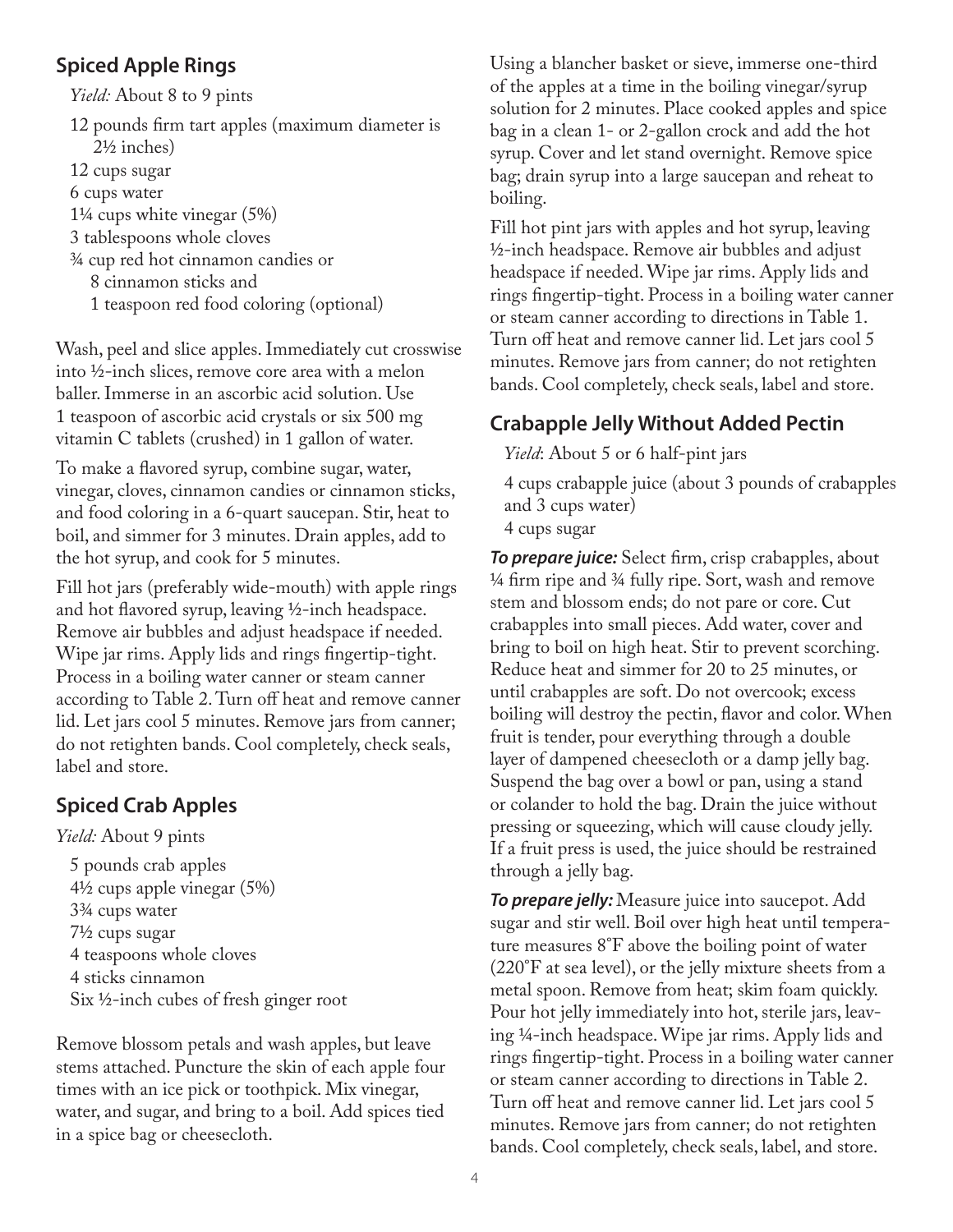## Spiced Apple Rings

*Yield:* About 8 to 9 pints

12 pounds firm tart apples (maximum diameter is 2½ inches)
12 cups sugar
6 cups water
1¼ cups white vinegar (5%)
3 tablespoons whole cloves
¾ cup red hot cinnamon candies or
8 cinnamon sticks and
1 teaspoon red food coloring (optional)

Wash, peel and slice apples. Immediately cut crosswise into ½-inch slices, remove core area with a melon baller. Immerse in an ascorbic acid solution. Use 1 teaspoon of ascorbic acid crystals or six 500 mg vitamin C tablets (crushed) in 1 gallon of water.

To make a flavored syrup, combine sugar, water, vinegar, cloves, cinnamon candies or cinnamon sticks, and food coloring in a 6-quart saucepan. Stir, heat to boil, and simmer for 3 minutes. Drain apples, add to the hot syrup, and cook for 5 minutes.

Fill hot jars (preferably wide-mouth) with apple rings and hot flavored syrup, leaving ½-inch headspace. Remove air bubbles and adjust headspace if needed. Wipe jar rims. Apply lids and rings fingertip-tight. Process in a boiling water canner or steam canner according to Table 2. Turn off heat and remove canner lid. Let jars cool 5 minutes. Remove jars from canner; do not retighten bands. Cool completely, check seals, label and store.

## Spiced Crab Apples

*Yield:* About 9 pints

5 pounds crab apples
4½ cups apple vinegar (5%)
3¾ cups water
7½ cups sugar
4 teaspoons whole cloves
4 sticks cinnamon
Six ½-inch cubes of fresh ginger root

Remove blossom petals and wash apples, but leave stems attached. Puncture the skin of each apple four times with an ice pick or toothpick. Mix vinegar, water, and sugar, and bring to a boil. Add spices tied in a spice bag or cheesecloth.

Using a blancher basket or sieve, immerse one-third of the apples at a time in the boiling vinegar/syrup solution for 2 minutes. Place cooked apples and spice bag in a clean 1- or 2-gallon crock and add the hot syrup. Cover and let stand overnight. Remove spice bag; drain syrup into a large saucepan and reheat to boiling.

Fill hot pint jars with apples and hot syrup, leaving ½-inch headspace. Remove air bubbles and adjust headspace if needed. Wipe jar rims. Apply lids and rings fingertip-tight. Process in a boiling water canner or steam canner according to directions in Table 1. Turn off heat and remove canner lid. Let jars cool 5 minutes. Remove jars from canner; do not retighten bands. Cool completely, check seals, label and store.

## Crabapple Jelly Without Added Pectin

*Yield*: About 5 or 6 half-pint jars

4 cups crabapple juice (about 3 pounds of crabapples and 3 cups water)
4 cups sugar

***To prepare juice:*** Select firm, crisp crabapples, about ¼ firm ripe and ¾ fully ripe. Sort, wash and remove stem and blossom ends; do not pare or core. Cut crabapples into small pieces. Add water, cover and bring to boil on high heat. Stir to prevent scorching. Reduce heat and simmer for 20 to 25 minutes, or until crabapples are soft. Do not overcook; excess boiling will destroy the pectin, flavor and color. When fruit is tender, pour everything through a double layer of dampened cheesecloth or a damp jelly bag. Suspend the bag over a bowl or pan, using a stand or colander to hold the bag. Drain the juice without pressing or squeezing, which will cause cloudy jelly. If a fruit press is used, the juice should be restrained through a jelly bag.

***To prepare jelly:*** Measure juice into saucepot. Add sugar and stir well. Boil over high heat until temperature measures 8˚F above the boiling point of water (220˚F at sea level), or the jelly mixture sheets from a metal spoon. Remove from heat; skim foam quickly. Pour hot jelly immediately into hot, sterile jars, leaving ¼-inch headspace. Wipe jar rims. Apply lids and rings fingertip-tight. Process in a boiling water canner or steam canner according to directions in Table 2. Turn off heat and remove canner lid. Let jars cool 5 minutes. Remove jars from canner; do not retighten bands. Cool completely, check seals, label, and store.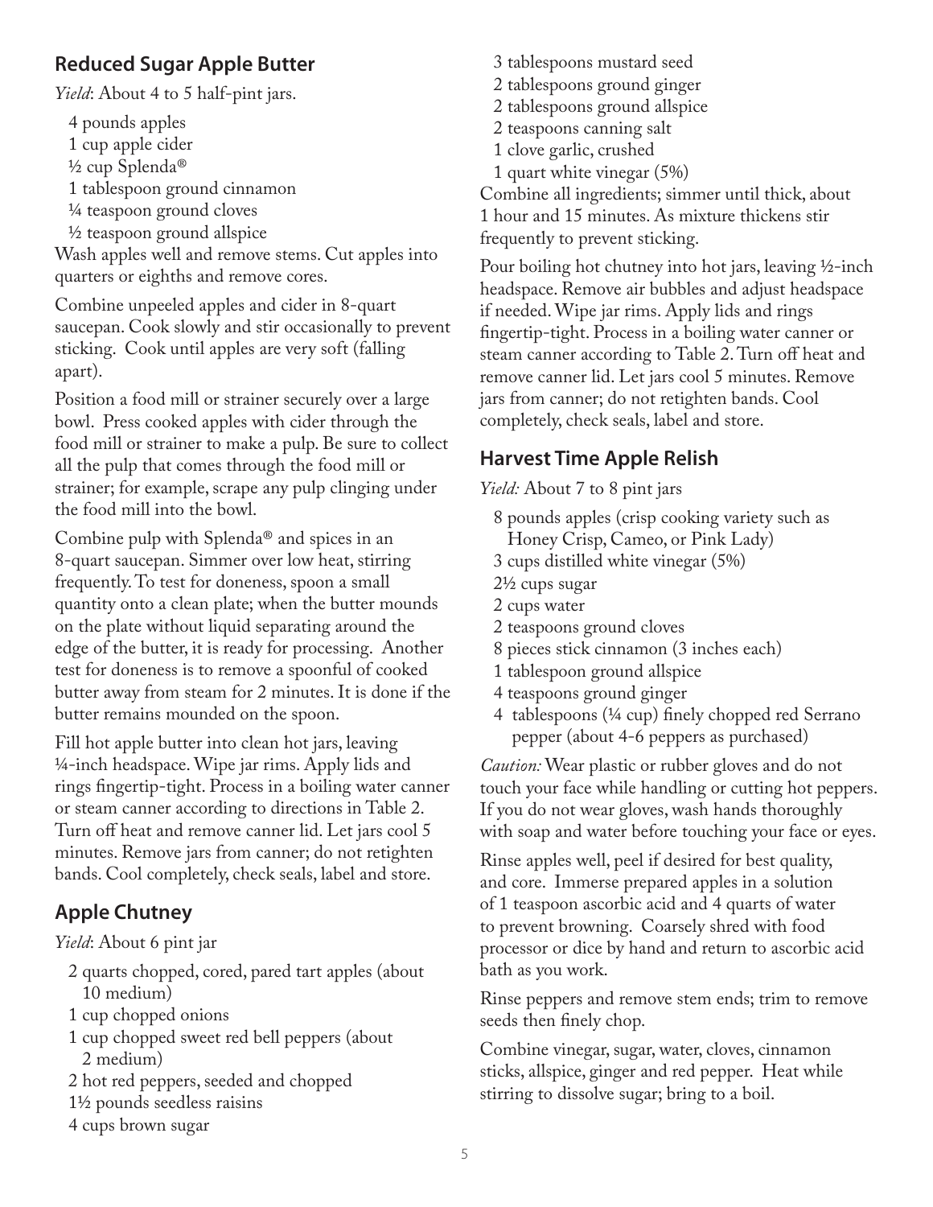## Reduced Sugar Apple Butter

*Yield*: About 4 to 5 half-pint jars.

- 4 pounds apples
- 1 cup apple cider
- ½ cup Splenda®
- 1 tablespoon ground cinnamon
- ¼ teaspoon ground cloves
- ½ teaspoon ground allspice

Wash apples well and remove stems. Cut apples into quarters or eighths and remove cores.

Combine unpeeled apples and cider in 8-quart saucepan. Cook slowly and stir occasionally to prevent sticking. Cook until apples are very soft (falling apart).

Position a food mill or strainer securely over a large bowl. Press cooked apples with cider through the food mill or strainer to make a pulp. Be sure to collect all the pulp that comes through the food mill or strainer; for example, scrape any pulp clinging under the food mill into the bowl.

Combine pulp with Splenda® and spices in an 8-quart saucepan. Simmer over low heat, stirring frequently. To test for doneness, spoon a small quantity onto a clean plate; when the butter mounds on the plate without liquid separating around the edge of the butter, it is ready for processing. Another test for doneness is to remove a spoonful of cooked butter away from steam for 2 minutes. It is done if the butter remains mounded on the spoon.

Fill hot apple butter into clean hot jars, leaving ¼-inch headspace. Wipe jar rims. Apply lids and rings fingertip-tight. Process in a boiling water canner or steam canner according to directions in Table 2. Turn off heat and remove canner lid. Let jars cool 5 minutes. Remove jars from canner; do not retighten bands. Cool completely, check seals, label and store.

## Apple Chutney

*Yield*: About 6 pint jar

- 2 quarts chopped, cored, pared tart apples (about 10 medium)
- 1 cup chopped onions
- 1 cup chopped sweet red bell peppers (about 2 medium)
- 2 hot red peppers, seeded and chopped
- 1½ pounds seedless raisins
- 4 cups brown sugar
- 3 tablespoons mustard seed
- 2 tablespoons ground ginger
- 2 tablespoons ground allspice
- 2 teaspoons canning salt
- 1 clove garlic, crushed
- 1 quart white vinegar (5%)

Combine all ingredients; simmer until thick, about 1 hour and 15 minutes. As mixture thickens stir frequently to prevent sticking.

Pour boiling hot chutney into hot jars, leaving ½-inch headspace. Remove air bubbles and adjust headspace if needed. Wipe jar rims. Apply lids and rings fingertip-tight. Process in a boiling water canner or steam canner according to Table 2. Turn off heat and remove canner lid. Let jars cool 5 minutes. Remove jars from canner; do not retighten bands. Cool completely, check seals, label and store.

## Harvest Time Apple Relish

*Yield:* About 7 to 8 pint jars

- 8 pounds apples (crisp cooking variety such as Honey Crisp, Cameo, or Pink Lady)
- 3 cups distilled white vinegar (5%)
- 2½ cups sugar
- 2 cups water
- 2 teaspoons ground cloves
- 8 pieces stick cinnamon (3 inches each)
- 1 tablespoon ground allspice
- 4 teaspoons ground ginger
- 4 tablespoons (¼ cup) finely chopped red Serrano pepper (about 4-6 peppers as purchased)

*Caution:* Wear plastic or rubber gloves and do not touch your face while handling or cutting hot peppers. If you do not wear gloves, wash hands thoroughly with soap and water before touching your face or eyes.

Rinse apples well, peel if desired for best quality, and core. Immerse prepared apples in a solution of 1 teaspoon ascorbic acid and 4 quarts of water to prevent browning. Coarsely shred with food processor or dice by hand and return to ascorbic acid bath as you work.

Rinse peppers and remove stem ends; trim to remove seeds then finely chop.

Combine vinegar, sugar, water, cloves, cinnamon sticks, allspice, ginger and red pepper. Heat while stirring to dissolve sugar; bring to a boil.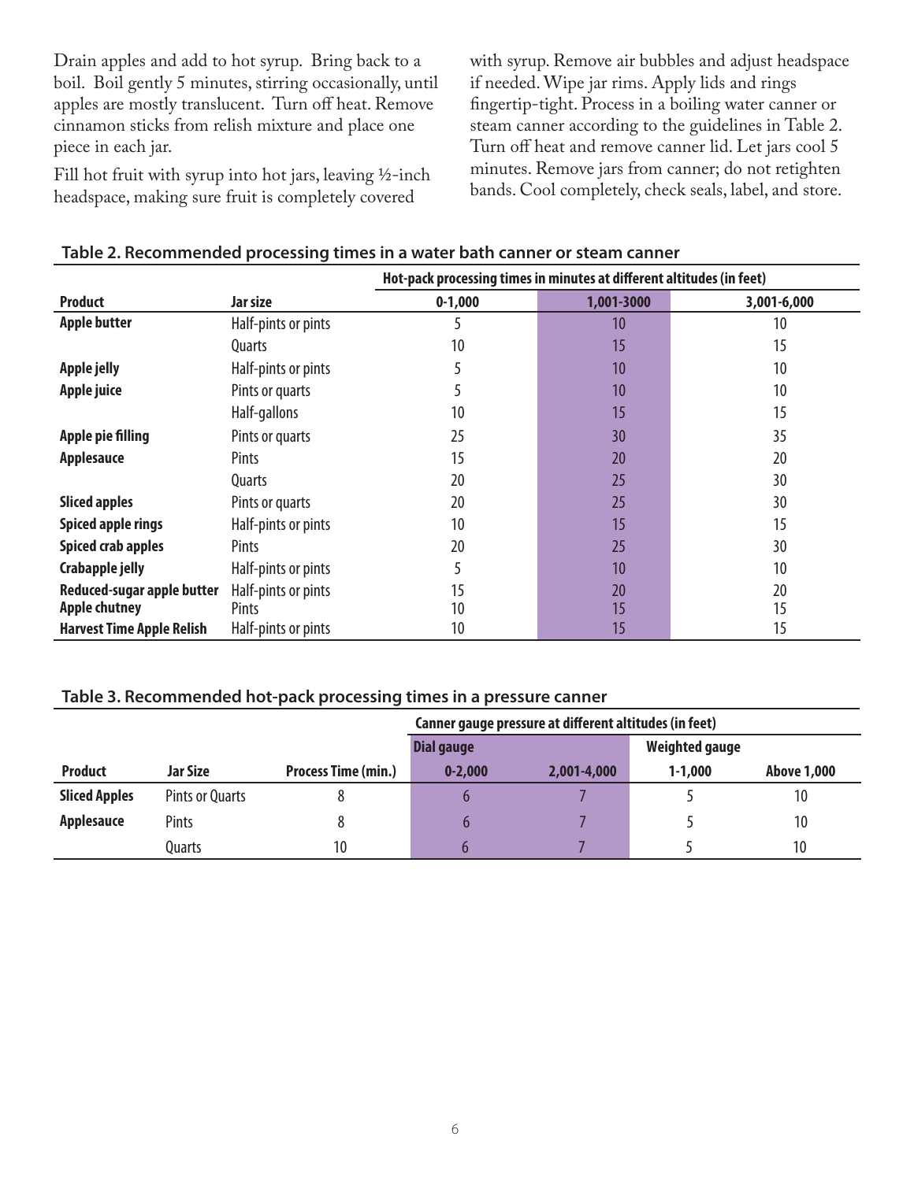Drain apples and add to hot syrup. Bring back to a boil. Boil gently 5 minutes, stirring occasionally, until apples are mostly translucent. Turn off heat. Remove cinnamon sticks from relish mixture and place one piece in each jar.

Fill hot fruit with syrup into hot jars, leaving ½-inch headspace, making sure fruit is completely covered with syrup. Remove air bubbles and adjust headspace if needed. Wipe jar rims. Apply lids and rings fingertip-tight. Process in a boiling water canner or steam canner according to the guidelines in Table 2. Turn off heat and remove canner lid. Let jars cool 5 minutes. Remove jars from canner; do not retighten bands. Cool completely, check seals, label, and store.

**Table 2. Recommended processing times in a water bath canner or steam canner**

| | | Hot-pack processing times in minutes at different altitudes (in feet) | | |
|---|---|---|---|---|
| **Product** | **Jar size** | **0-1,000** | **1,001-3000** | **3,001-6,000** |
| **Apple butter** | Half-pints or pints | 5 | 10 | 10 |
| | Quarts | 10 | 15 | 15 |
| **Apple jelly** | Half-pints or pints | 5 | 10 | 10 |
| **Apple juice** | Pints or quarts | 5 | 10 | 10 |
| | Half-gallons | 10 | 15 | 15 |
| **Apple pie filling** | Pints or quarts | 25 | 30 | 35 |
| **Applesauce** | Pints | 15 | 20 | 20 |
| | Quarts | 20 | 25 | 30 |
| **Sliced apples** | Pints or quarts | 20 | 25 | 30 |
| **Spiced apple rings** | Half-pints or pints | 10 | 15 | 15 |
| **Spiced crab apples** | Pints | 20 | 25 | 30 |
| **Crabapple jelly** | Half-pints or pints | 5 | 10 | 10 |
| **Reduced-sugar apple butter** | Half-pints or pints | 15 | 20 | 20 |
| **Apple chutney** | Pints | 10 | 15 | 15 |
| **Harvest Time Apple Relish** | Half-pints or pints | 10 | 15 | 15 |

**Table 3. Recommended hot-pack processing times in a pressure canner**

| | | | Canner gauge pressure at different altitudes (in feet) | | | |
|---|---|---|---|---|---|---|
| | | | Dial gauge | | Weighted gauge | |
| **Product** | **Jar Size** | **Process Time (min.)** | **0-2,000** | **2,001-4,000** | **1-1,000** | **Above 1,000** |
| **Sliced Apples** | Pints or Quarts | 8 | 6 | 7 | 5 | 10 |
| **Applesauce** | Pints | 8 | 6 | 7 | 5 | 10 |
| | Quarts | 10 | 6 | 7 | 5 | 10 |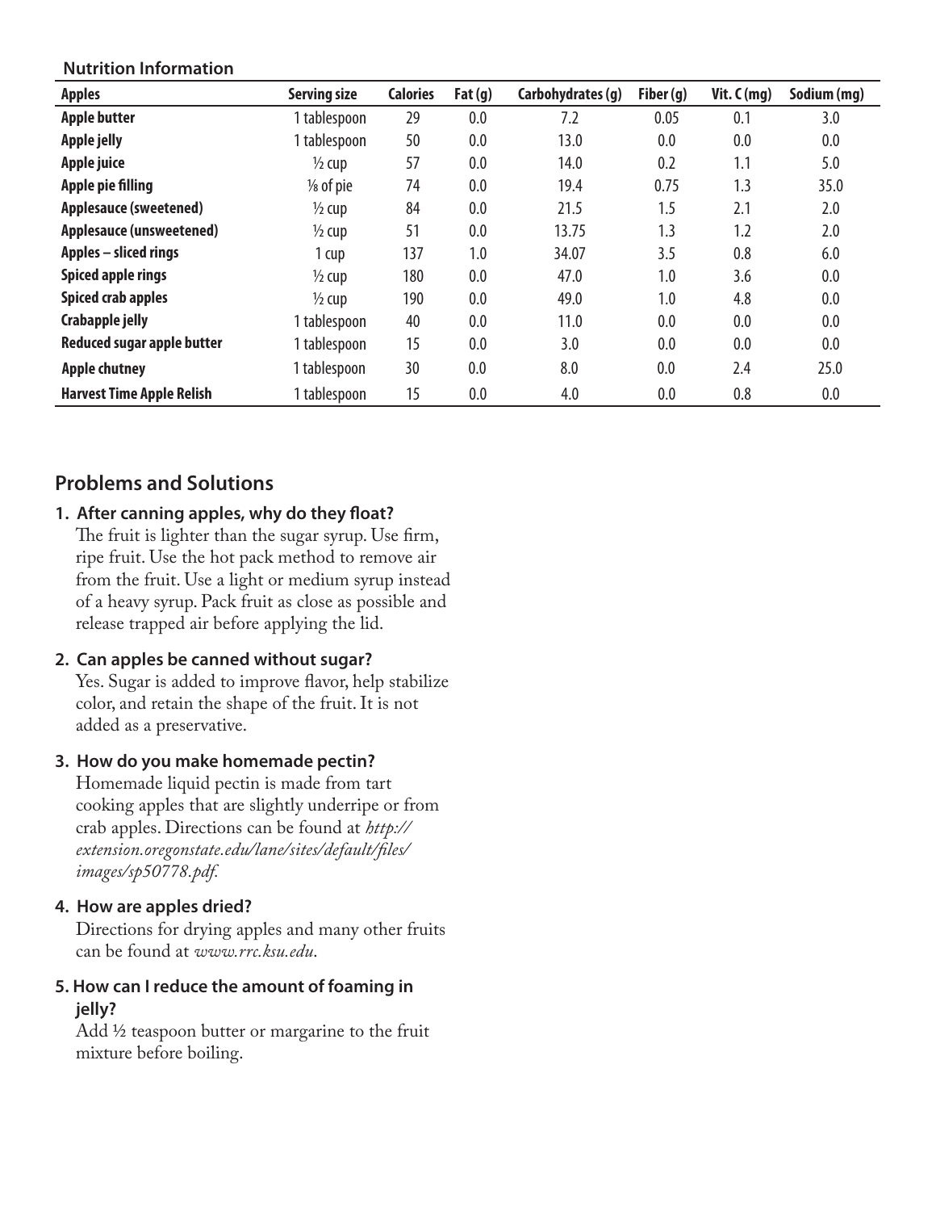**Nutrition Information**

| Apples | Serving size | Calories | Fat (g) | Carbohydrates (g) | Fiber (g) | Vit. C (mg) | Sodium (mg) |
|---|---|---|---|---|---|---|---|
| **Apple butter** | 1 tablespoon | 29 | 0.0 | 7.2 | 0.05 | 0.1 | 3.0 |
| **Apple jelly** | 1 tablespoon | 50 | 0.0 | 13.0 | 0.0 | 0.0 | 0.0 |
| **Apple juice** | ½ cup | 57 | 0.0 | 14.0 | 0.2 | 1.1 | 5.0 |
| **Apple pie filling** | ⅛ of pie | 74 | 0.0 | 19.4 | 0.75 | 1.3 | 35.0 |
| **Applesauce (sweetened)** | ½ cup | 84 | 0.0 | 21.5 | 1.5 | 2.1 | 2.0 |
| **Applesauce (unsweetened)** | ½ cup | 51 | 0.0 | 13.75 | 1.3 | 1.2 | 2.0 |
| **Apples – sliced rings** | 1 cup | 137 | 1.0 | 34.07 | 3.5 | 0.8 | 6.0 |
| **Spiced apple rings** | ½ cup | 180 | 0.0 | 47.0 | 1.0 | 3.6 | 0.0 |
| **Spiced crab apples** | ½ cup | 190 | 0.0 | 49.0 | 1.0 | 4.8 | 0.0 |
| **Crabapple jelly** | 1 tablespoon | 40 | 0.0 | 11.0 | 0.0 | 0.0 | 0.0 |
| **Reduced sugar apple butter** | 1 tablespoon | 15 | 0.0 | 3.0 | 0.0 | 0.0 | 0.0 |
| **Apple chutney** | 1 tablespoon | 30 | 0.0 | 8.0 | 0.0 | 2.4 | 25.0 |
| **Harvest Time Apple Relish** | 1 tablespoon | 15 | 0.0 | 4.0 | 0.0 | 0.8 | 0.0 |

## Problems and Solutions

**1. After canning apples, why do they float?**

The fruit is lighter than the sugar syrup. Use firm, ripe fruit. Use the hot pack method to remove air from the fruit. Use a light or medium syrup instead of a heavy syrup. Pack fruit as close as possible and release trapped air before applying the lid.

**2. Can apples be canned without sugar?**

Yes. Sugar is added to improve flavor, help stabilize color, and retain the shape of the fruit. It is not added as a preservative.

**3. How do you make homemade pectin?**

Homemade liquid pectin is made from tart cooking apples that are slightly underripe or from crab apples. Directions can be found at *http://extension.oregonstate.edu/lane/sites/default/files/images/sp50778.pdf.*

**4. How are apples dried?**

Directions for drying apples and many other fruits can be found at *www.rrc.ksu.edu*.

**5. How can I reduce the amount of foaming in jelly?**

Add ½ teaspoon butter or margarine to the fruit mixture before boiling.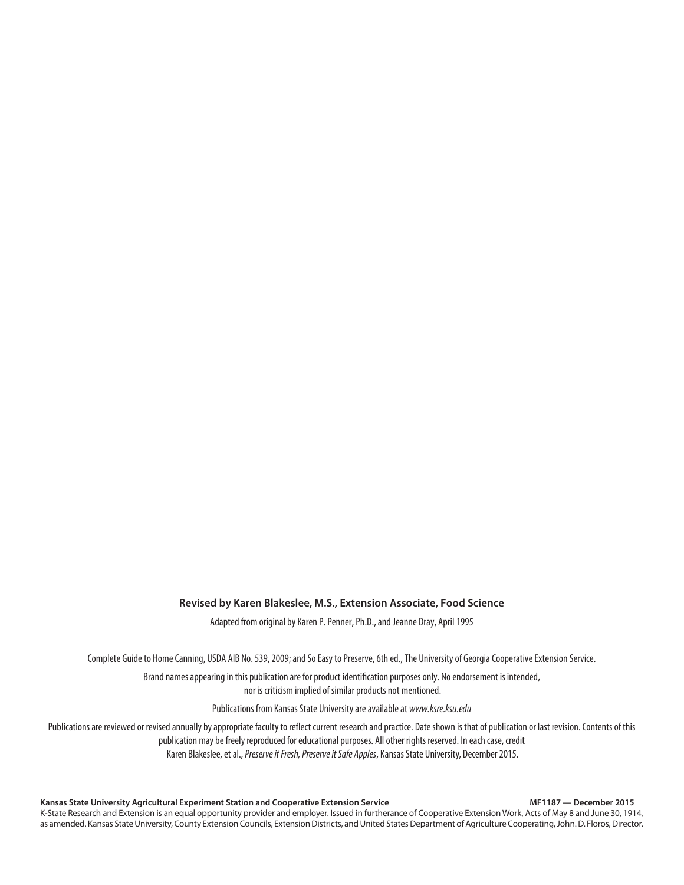**Revised by Karen Blakeslee, M.S., Extension Associate, Food Science**

Adapted from original by Karen P. Penner, Ph.D., and Jeanne Dray, April 1995

Complete Guide to Home Canning, USDA AIB No. 539, 2009; and So Easy to Preserve, 6th ed., The University of Georgia Cooperative Extension Service.

Brand names appearing in this publication are for product identification purposes only. No endorsement is intended, nor is criticism implied of similar products not mentioned.

Publications from Kansas State University are available at *www.ksre.ksu.edu*

Publications are reviewed or revised annually by appropriate faculty to reflect current research and practice. Date shown is that of publication or last revision. Contents of this publication may be freely reproduced for educational purposes. All other rights reserved. In each case, credit Karen Blakeslee, et al., *Preserve it Fresh, Preserve it Safe Apples*, Kansas State University, December 2015.

**Kansas State University Agricultural Experiment Station and Cooperative Extension Service** **MF1187 — December 2015**

K-State Research and Extension is an equal opportunity provider and employer. Issued in furtherance of Cooperative Extension Work, Acts of May 8 and June 30, 1914, as amended. Kansas State University, County Extension Councils, Extension Districts, and United States Department of Agriculture Cooperating, John. D. Floros, Director.